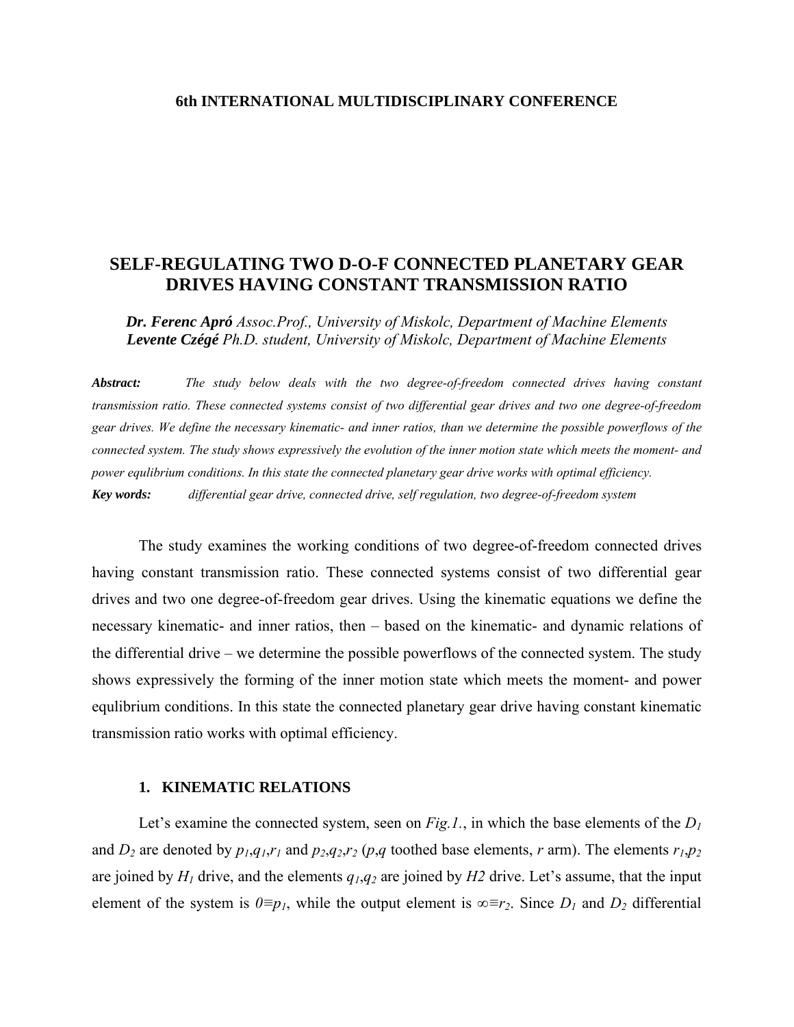**6th INTERNATIONAL MULTIDISCIPLINARY CONFERENCE**

# SELF-REGULATING TWO D-O-F CONNECTED PLANETARY GEAR DRIVES HAVING CONSTANT TRANSMISSION RATIO

***Dr. Ferenc Apró*** *Assoc.Prof., University of Miskolc, Department of Machine Elements*
***Levente Czégé*** *Ph.D. student, University of Miskolc, Department of Machine Elements*

***Abstract:*** *The study below deals with the two degree-of-freedom connected drives having constant transmission ratio. These connected systems consist of two differential gear drives and two one degree-of-freedom gear drives. We define the necessary kinematic- and inner ratios, than we determine the possible powerflows of the connected system. The study shows expressively the evolution of the inner motion state which meets the moment- and power equlibrium conditions. In this state the connected planetary gear drive works with optimal efficiency.*

***Key words:*** *differential gear drive, connected drive, self regulation, two degree-of-freedom system*

The study examines the working conditions of two degree-of-freedom connected drives having constant transmission ratio. These connected systems consist of two differential gear drives and two one degree-of-freedom gear drives. Using the kinematic equations we define the necessary kinematic- and inner ratios, then – based on the kinematic- and dynamic relations of the differential drive – we determine the possible powerflows of the connected system. The study shows expressively the forming of the inner motion state which meets the moment- and power equlibrium conditions. In this state the connected planetary gear drive having constant kinematic transmission ratio works with optimal efficiency.

## 1. KINEMATIC RELATIONS

Let's examine the connected system, seen on *Fig.1.*, in which the base elements of the $D_1$ and $D_2$ are denoted by $p_1,q_1,r_1$ and $p_2,q_2,r_2$ ($p,q$ toothed base elements, $r$ arm). The elements $r_1,p_2$ are joined by $H_1$ drive, and the elements $q_1,q_2$ are joined by $H2$ drive. Let's assume, that the input element of the system is $0 \equiv p_1$, while the output element is $\infty \equiv r_2$. Since $D_1$ and $D_2$ differential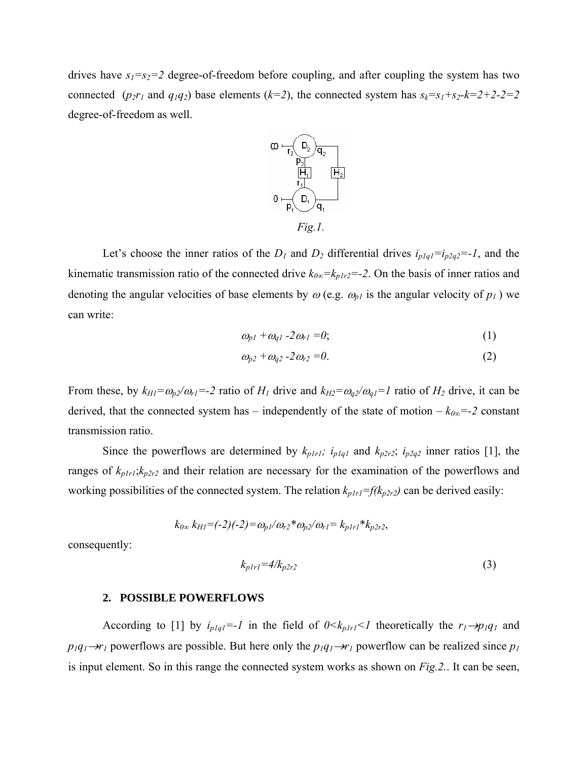drives have $s_1=s_2=2$ degree-of-freedom before coupling, and after coupling the system has two connected ($p_2r_1$ and $q_1q_2$) base elements ($k=2$), the connected system has $s_k=s_1+s_2-k=2+2-2=2$ degree-of-freedom as well.

ω
r2
D2
q2
p2
H1
H2
r1
0
D1
p1
q1

*Fig.1.*

Let's choose the inner ratios of the $D_1$ and $D_2$ differential drives $i_{p1q1}=i_{p2q2}=-1$, and the kinematic transmission ratio of the connected drive $k_{0\infty}=k_{p1r2}=-2$. On the basis of inner ratios and denoting the angular velocities of base elements by $\omega$ (e.g. $\omega_{p1}$ is the angular velocity of $p_1$ ) we can write:

$$\omega_{p1} + \omega_{q1} - 2\omega_{r1} = 0; \tag{1}$$

$$\omega_{p2} + \omega_{q2} - 2\omega_{r2} = 0. \tag{2}$$

From these, by $k_{H1}=\omega_{p2}/\omega_{r1}=-2$ ratio of $H_1$ drive and $k_{H2}=\omega_{q2}/\omega_{q1}=1$ ratio of $H_2$ drive, it can be derived, that the connected system has – independently of the state of motion – $k_{0\infty}=-2$ constant transmission ratio.

Since the powerflows are determined by $k_{p1r1}$; $i_{p1q1}$ and $k_{p2r2}$; $i_{p2q2}$ inner ratios [1], the ranges of $k_{p1r1}$;$k_{p2r2}$ and their relation are necessary for the examination of the powerflows and working possibilities of the connected system. The relation $k_{p1r1}=f(k_{p2r2})$ can be derived easily:

$$k_{0\infty}\, k_{H1}=(-2)(-2)=\omega_{p1}/\omega_{r2}*\omega_{p2}/\omega_{r1}= k_{p1r1}*k_{p2r2},$$

consequently:

$$k_{p1r1}=4/k_{p2r2} \tag{3}$$

## 2. POSSIBLE POWERFLOWS

According to [1] by $i_{p1q1}=-1$ in the field of $0<k_{p1r1}<1$ theoretically the $r_1 \rightarrow p_1q_1$ and $p_1q_1 \rightarrow r_1$ powerflows are possible. But here only the $p_1q_1 \rightarrow r_1$ powerflow can be realized since $p_1$ is input element. So in this range the connected system works as shown on *Fig.2.*. It can be seen,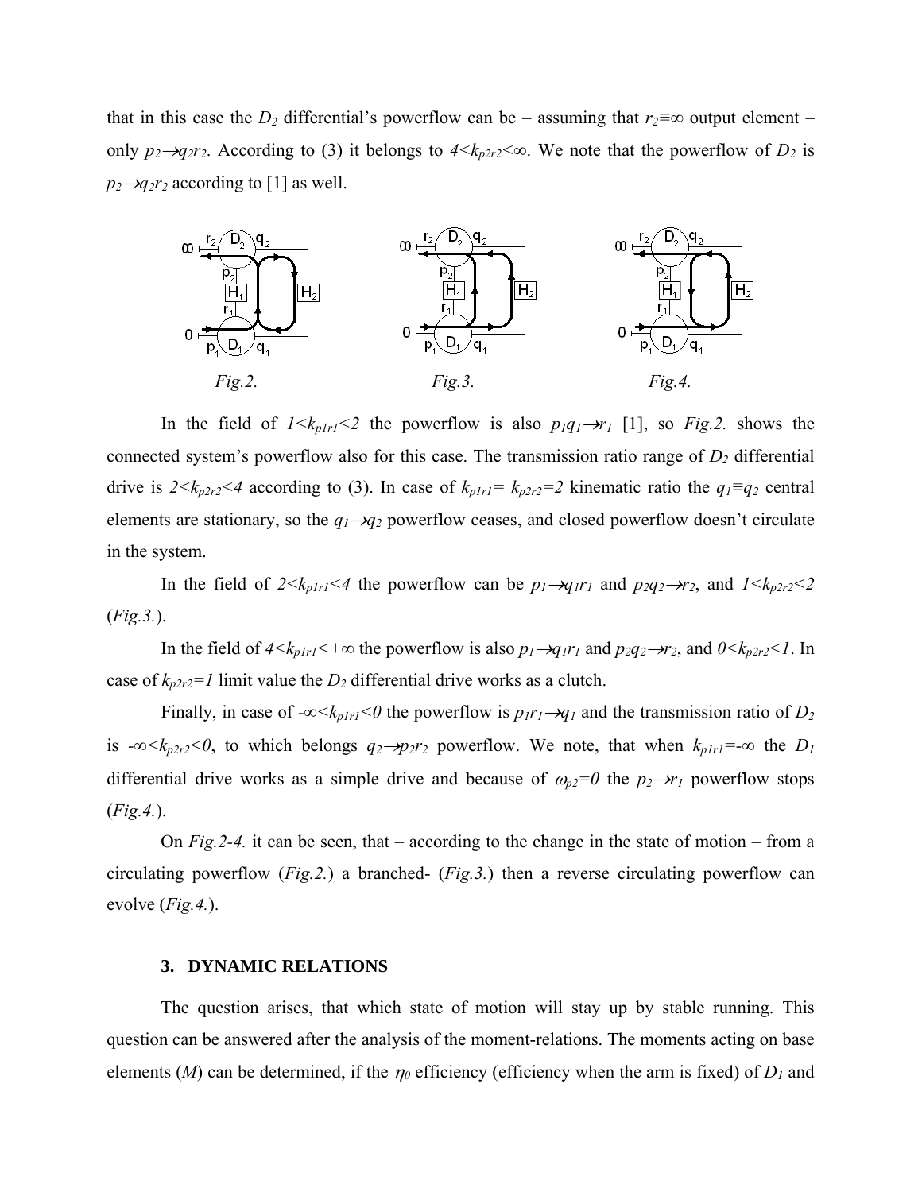that in this case the $D_2$ differential's powerflow can be – assuming that $r_2 \equiv \infty$ output element – only $p_2 \rightarrow q_2 r_2$. According to (3) it belongs to $4 < k_{p2r2} < \infty$. We note that the powerflow of $D_2$ is $p_2 \rightarrow q_2 r_2$ according to [1] as well.

r2 D2 q2
∞
p2
H1
H2
r1
0
p1 D1 q1

*Fig.2.*

r2 D2 q2
∞
p2
H1
H2
r1
0
p1 D1 q1

*Fig.3.*

r2 D2 q2
∞
p2
H1
H2
r1
0
p1 D1 q1

*Fig.4.*

In the field of $1 < k_{p1r1} < 2$ the powerflow is also $p_1 q_1 \rightarrow r_1$ [1], so *Fig.2.* shows the connected system's powerflow also for this case. The transmission ratio range of $D_2$ differential drive is $2 < k_{p2r2} < 4$ according to (3). In case of $k_{p1r1} = k_{p2r2} = 2$ kinematic ratio the $q_1 \equiv q_2$ central elements are stationary, so the $q_1 \rightarrow q_2$ powerflow ceases, and closed powerflow doesn't circulate in the system.

In the field of $2 < k_{p1r1} < 4$ the powerflow can be $p_1 \rightarrow q_1 r_1$ and $p_2 q_2 \rightarrow r_2$, and $1 < k_{p2r2} < 2$ (*Fig.3.*).

In the field of $4 < k_{p1r1} < +\infty$ the powerflow is also $p_1 \rightarrow q_1 r_1$ and $p_2 q_2 \rightarrow r_2$, and $0 < k_{p2r2} < 1$. In case of $k_{p2r2} = 1$ limit value the $D_2$ differential drive works as a clutch.

Finally, in case of $-\infty < k_{p1r1} < 0$ the powerflow is $p_1 r_1 \rightarrow q_1$ and the transmission ratio of $D_2$ is $-\infty < k_{p2r2} < 0$, to which belongs $q_2 \rightarrow p_2 r_2$ powerflow. We note, that when $k_{p1r1} = -\infty$ the $D_1$ differential drive works as a simple drive and because of $\omega_{p2} = 0$ the $p_2 \rightarrow r_1$ powerflow stops (*Fig.4.*).

On *Fig.2-4.* it can be seen, that – according to the change in the state of motion – from a circulating powerflow (*Fig.2.*) a branched- (*Fig.3.*) then a reverse circulating powerflow can evolve (*Fig.4.*).

## 3. DYNAMIC RELATIONS

The question arises, that which state of motion will stay up by stable running. This question can be answered after the analysis of the moment-relations. The moments acting on base elements ($M$) can be determined, if the $\eta_0$ efficiency (efficiency when the arm is fixed) of $D_1$ and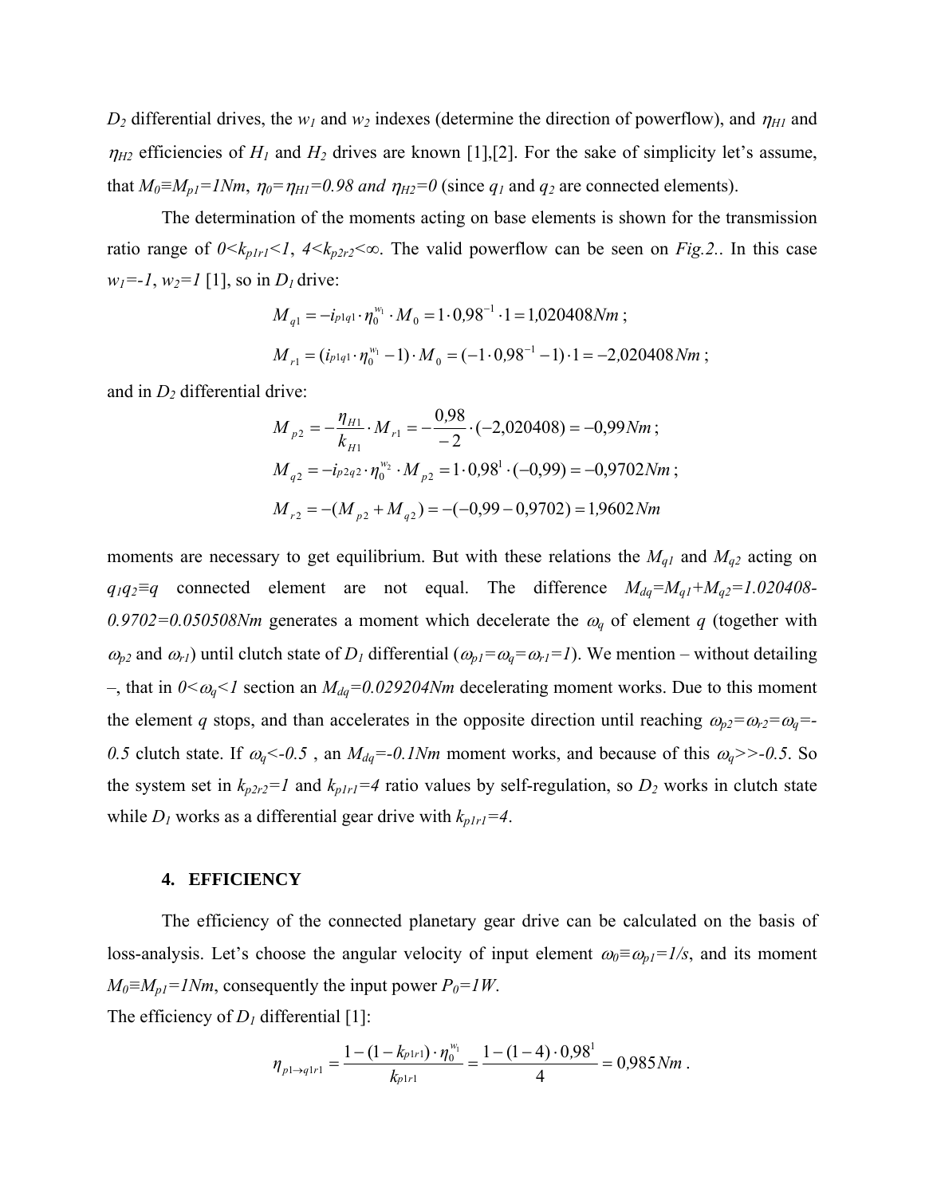$D_2$ differential drives, the $w_1$ and $w_2$ indexes (determine the direction of powerflow), and $\eta_{H1}$ and $\eta_{H2}$ efficiencies of $H_1$ and $H_2$ drives are known [1],[2]. For the sake of simplicity let's assume, that $M_0 \equiv M_{p1}=1Nm$, $\eta_0=\eta_{H1}=0.98$ *and* $\eta_{H2}=0$ (since $q_1$ and $q_2$ are connected elements).

The determination of the moments acting on base elements is shown for the transmission ratio range of $0<k_{p1r1}<1$, $4<k_{p2r2}<\infty$. The valid powerflow can be seen on *Fig.2.*. In this case $w_1=-1$, $w_2=1$ [1], so in $D_1$ drive:

$$M_{q1} = -i_{p1q1} \cdot \eta_0^{w_1} \cdot M_0 = 1 \cdot 0{,}98^{-1} \cdot 1 = 1{,}020408 Nm;$$

$$M_{r1} = (i_{p1q1} \cdot \eta_0^{w_1} - 1) \cdot M_0 = (-1 \cdot 0{,}98^{-1} - 1) \cdot 1 = -2{,}020408 Nm;$$

and in $D_2$ differential drive:

$$M_{p2} = -\frac{\eta_{H1}}{k_{H1}} \cdot M_{r1} = -\frac{0{,}98}{-2} \cdot (-2{,}020408) = -0{,}99 Nm;$$

$$M_{q2} = -i_{p2q2} \cdot \eta_0^{w_2} \cdot M_{p2} = 1 \cdot 0{,}98^1 \cdot (-0{,}99) = -0{,}9702 Nm;$$

$$M_{r2} = -(M_{p2} + M_{q2}) = -(-0{,}99 - 0{,}9702) = 1{,}9602 Nm$$

moments are necessary to get equilibrium. But with these relations the $M_{q1}$ and $M_{q2}$ acting on $q_1q_2 \equiv q$ connected element are not equal. The difference $M_{dq}=M_{q1}+M_{q2}=1.020408-0.9702=0.050508Nm$ generates a moment which decelerate the $\omega_q$ of element $q$ (together with $\omega_{p2}$ and $\omega_{r1}$) until clutch state of $D_1$ differential ($\omega_{p1}=\omega_q=\omega_{r1}=1$). We mention – without detailing –, that in $0<\omega_q<1$ section an $M_{dq}=0.029204Nm$ decelerating moment works. Due to this moment the element $q$ stops, and than accelerates in the opposite direction until reaching $\omega_{p2}=\omega_{r2}=\omega_q=-0.5$ clutch state. If $\omega_q<-0.5$ , an $M_{dq}=-0.1Nm$ moment works, and because of this $\omega_q>>-0.5$. So the system set in $k_{p2r2}=1$ and $k_{p1r1}=4$ ratio values by self-regulation, so $D_2$ works in clutch state while $D_1$ works as a differential gear drive with $k_{p1r1}=4$.

## 4. EFFICIENCY

The efficiency of the connected planetary gear drive can be calculated on the basis of loss-analysis. Let's choose the angular velocity of input element $\omega_0 \equiv \omega_{p1}=1/s$, and its moment $M_0 \equiv M_{p1}=1Nm$, consequently the input power $P_0=1W$.

The efficiency of $D_1$ differential [1]:

$$\eta_{p1 \to q1r1} = \frac{1-(1-k_{p1r1}) \cdot \eta_0^{w_1}}{k_{p1r1}} = \frac{1-(1-4) \cdot 0{,}98^1}{4} = 0{,}985 Nm.$$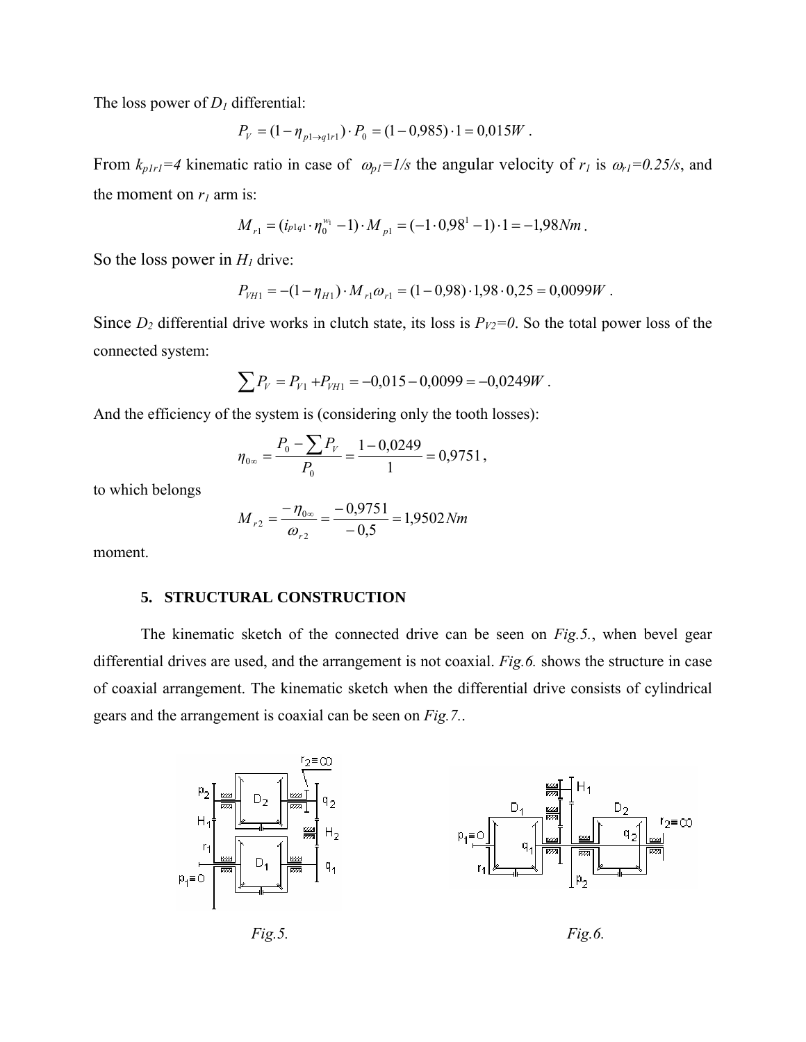The loss power of $D_1$ differential:

$$P_V = (1 - \eta_{p1 \to q1r1}) \cdot P_0 = (1 - 0{,}985) \cdot 1 = 0{,}015W .$$

From $k_{p1r1}=4$ kinematic ratio in case of $\omega_{p1}=1/s$ the angular velocity of $r_1$ is $\omega_{r1}=0.25/s$, and the moment on $r_1$ arm is:

$$M_{r1} = (i_{p1q1} \cdot \eta_0^{w_1} - 1) \cdot M_{p1} = (-1 \cdot 0{,}98^1 - 1) \cdot 1 = -1{,}98Nm .$$

So the loss power in $H_1$ drive:

$$P_{VH1} = -(1 - \eta_{H1}) \cdot M_{r1}\omega_{r1} = (1 - 0{,}98) \cdot 1{,}98 \cdot 0{,}25 = 0{,}0099W .$$

Since $D_2$ differential drive works in clutch state, its loss is $P_{V2}=0$. So the total power loss of the connected system:

$$\sum P_V = P_{V1} + P_{VH1} = -0{,}015 - 0{,}0099 = -0{,}0249W .$$

And the efficiency of the system is (considering only the tooth losses):

$$\eta_{0\infty} = \frac{P_0 - \sum P_V}{P_0} = \frac{1 - 0{,}0249}{1} = 0{,}9751 ,$$

to which belongs

$$M_{r2} = \frac{-\eta_{0\infty}}{\omega_{r2}} = \frac{-0{,}9751}{-0{,}5} = 1{,}9502\,Nm$$

moment.

## 5. STRUCTURAL CONSTRUCTION

The kinematic sketch of the connected drive can be seen on *Fig.5.*, when bevel gear differential drives are used, and the arrangement is not coaxial. *Fig.6.* shows the structure in case of coaxial arrangement. The kinematic sketch when the differential drive consists of cylindrical gears and the arrangement is coaxial can be seen on *Fig.7.*.

$r_2 \equiv \infty$
$p_2$
$D_2$
$q_2$
$H_1$
$H_2$
$r_1$
$D_1$
$q_1$
$p_1 \equiv 0$

*Fig.5.*

$H_1$
$D_1$
$D_2$
$p_1 \equiv 0$
$q_1$
$q_2$
$r_2 \equiv \infty$
$r_1$
$p_2$

*Fig.6.*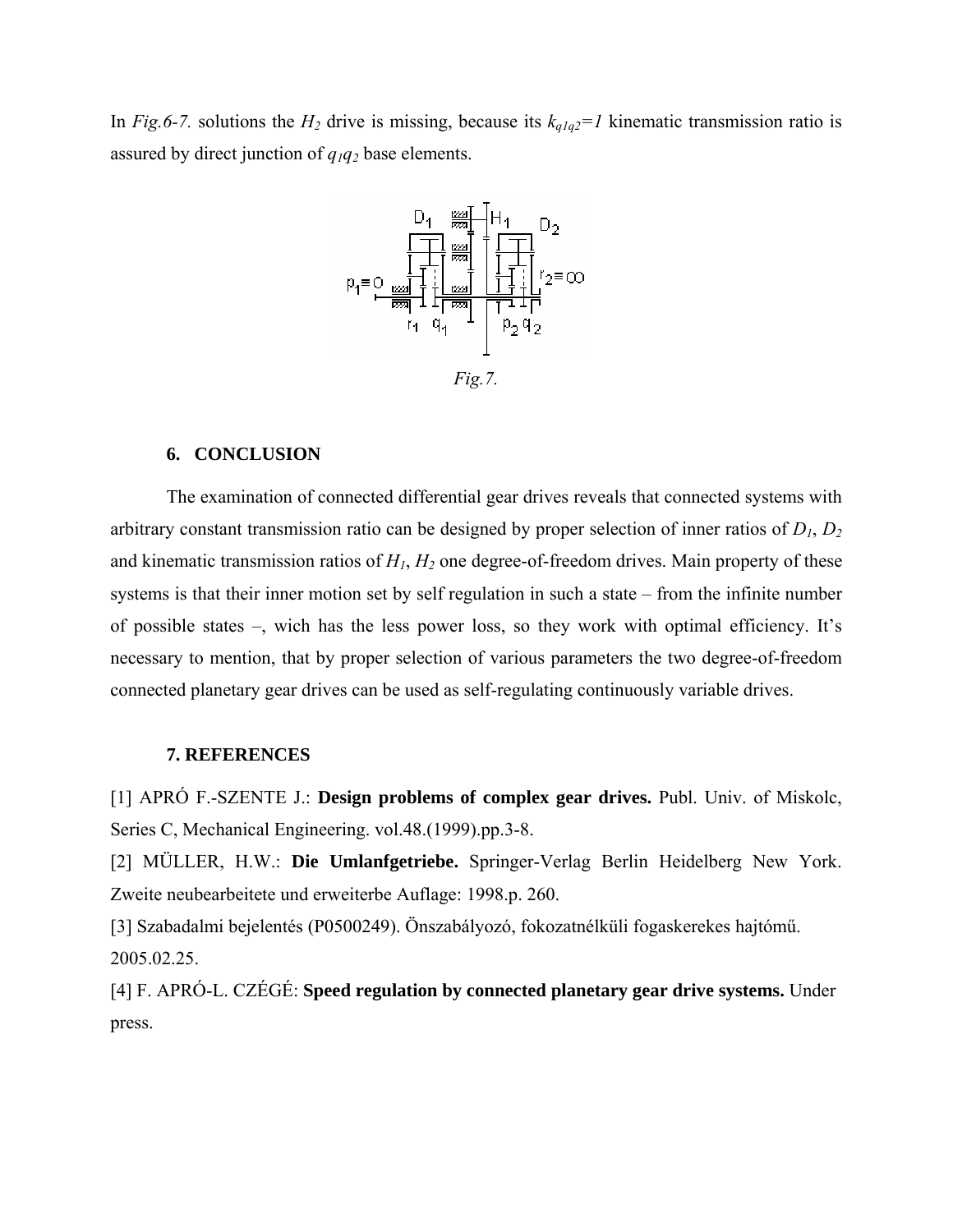In *Fig.6-7.* solutions the $H_2$ drive is missing, because its $k_{q1q2}=1$ kinematic transmission ratio is assured by direct junction of $q_1q_2$ base elements.

D1
H1
D2
$p_1 \equiv 0$
$r_2 \equiv \infty$
r1 q1
p2 q2

*Fig.7.*

## 6. CONCLUSION

The examination of connected differential gear drives reveals that connected systems with arbitrary constant transmission ratio can be designed by proper selection of inner ratios of $D_1$, $D_2$ and kinematic transmission ratios of $H_1$, $H_2$ one degree-of-freedom drives. Main property of these systems is that their inner motion set by self regulation in such a state – from the infinite number of possible states –, wich has the less power loss, so they work with optimal efficiency. It's necessary to mention, that by proper selection of various parameters the two degree-of-freedom connected planetary gear drives can be used as self-regulating continuously variable drives.

## 7. REFERENCES

[1] APRÓ F.-SZENTE J.: **Design problems of complex gear drives.** Publ. Univ. of Miskolc, Series C, Mechanical Engineering. vol.48.(1999).pp.3-8.

[2] MÜLLER, H.W.: **Die Umlanfgetriebe.** Springer-Verlag Berlin Heidelberg New York. Zweite neubearbeitete und erweiterbe Auflage: 1998.p. 260.

[3] Szabadalmi bejelentés (P0500249). Önszabályozó, fokozatnélküli fogaskerekes hajtómű. 2005.02.25.

[4] F. APRÓ-L. CZÉGÉ: **Speed regulation by connected planetary gear drive systems.** Under press.